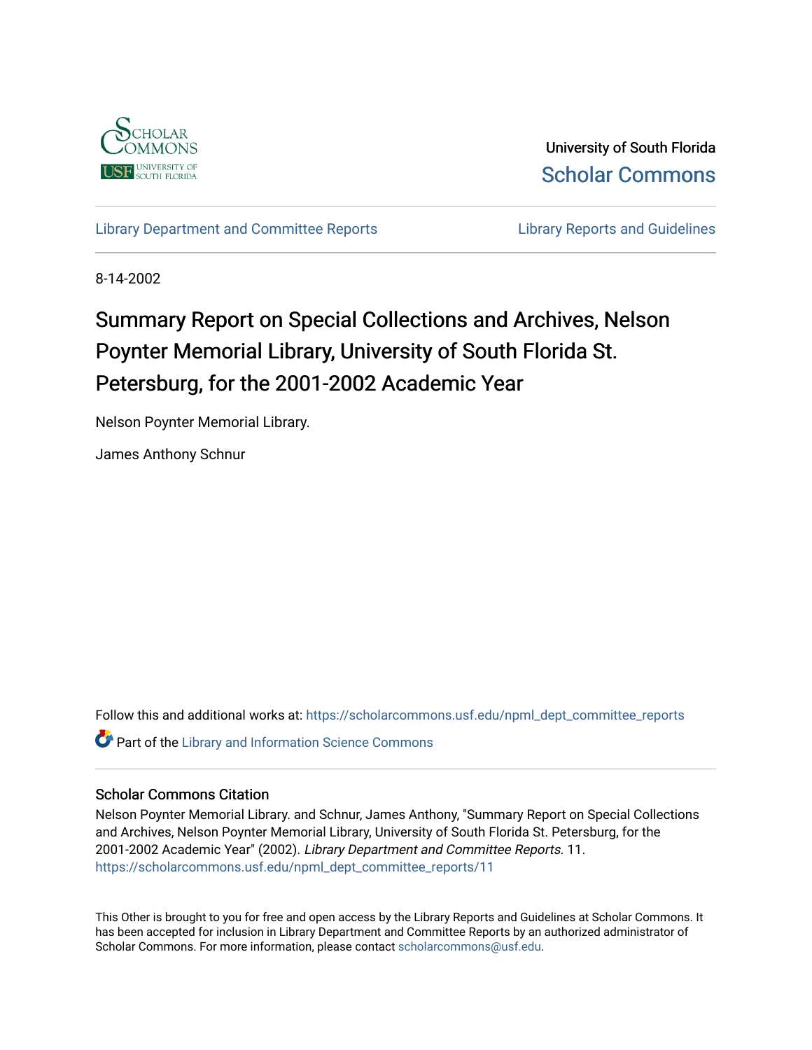University of South Florida

Scholar Commons

Library Department and Committee Reports

Library Reports and Guidelines

8-14-2002

# Summary Report on Special Collections and Archives, Nelson Poynter Memorial Library, University of South Florida St. Petersburg, for the 2001-2002 Academic Year

Nelson Poynter Memorial Library.

James Anthony Schnur

Follow this and additional works at: https://scholarcommons.usf.edu/npml_dept_committee_reports

Part of the Library and Information Science Commons

## Scholar Commons Citation

Nelson Poynter Memorial Library. and Schnur, James Anthony, "Summary Report on Special Collections and Archives, Nelson Poynter Memorial Library, University of South Florida St. Petersburg, for the 2001-2002 Academic Year" (2002). *Library Department and Committee Reports*. 11.
https://scholarcommons.usf.edu/npml_dept_committee_reports/11

This Other is brought to you for free and open access by the Library Reports and Guidelines at Scholar Commons. It has been accepted for inclusion in Library Department and Committee Reports by an authorized administrator of Scholar Commons. For more information, please contact scholarcommons@usf.edu.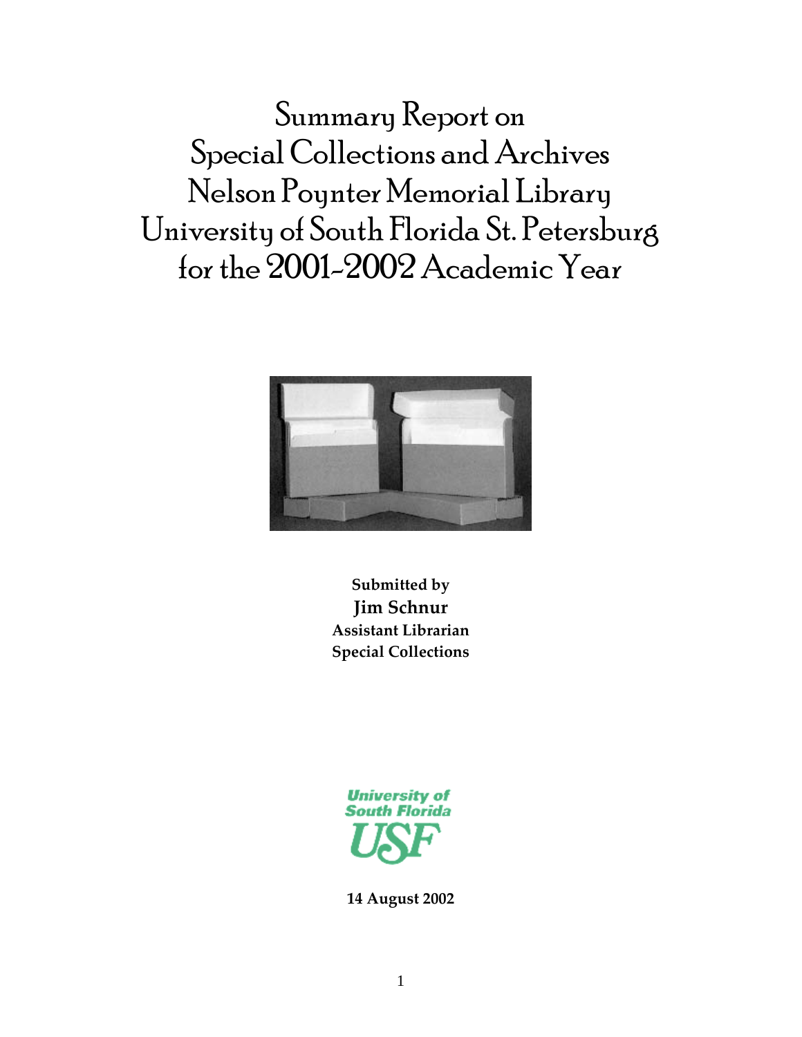# Summary Report on Special Collections and Archives Nelson Poynter Memorial Library University of South Florida St. Petersburg for the 2001-2002 Academic Year

**Submitted by**
**Jim Schnur**
**Assistant Librarian**
**Special Collections**

**14 August 2002**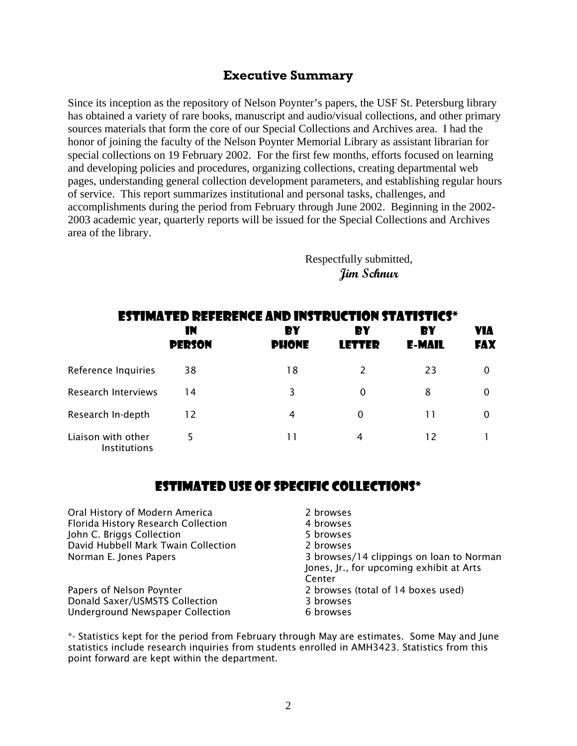## Executive Summary

Since its inception as the repository of Nelson Poynter's papers, the USF St. Petersburg library has obtained a variety of rare books, manuscript and audio/visual collections, and other primary sources materials that form the core of our Special Collections and Archives area. I had the honor of joining the faculty of the Nelson Poynter Memorial Library as assistant librarian for special collections on 19 February 2002. For the first few months, efforts focused on learning and developing policies and procedures, organizing collections, creating departmental web pages, understanding general collection development parameters, and establishing regular hours of service. This report summarizes institutional and personal tasks, challenges, and accomplishments during the period from February through June 2002. Beginning in the 2002-2003 academic year, quarterly reports will be issued for the Special Collections and Archives area of the library.

Respectfully submitted,
*Jim Schnur*

## Estimated Reference and Instruction Statistics*

| | In Person | By Phone | By Letter | By E-mail | Via Fax |
|---|---|---|---|---|---|
| Reference Inquiries | 38 | 18 | 2 | 23 | 0 |
| Research Interviews | 14 | 3 | 0 | 8 | 0 |
| Research In-depth | 12 | 4 | 0 | 11 | 0 |
| Liaison with other Institutions | 5 | 11 | 4 | 12 | 1 |

## Estimated Use of Specific Collections*

| Collection | Use |
|---|---|
| Oral History of Modern America | 2 browses |
| Florida History Research Collection | 4 browses |
| John C. Briggs Collection | 5 browses |
| David Hubbell Mark Twain Collection | 2 browses |
| Norman E. Jones Papers | 3 browses/14 clippings on loan to Norman Jones, Jr., for upcoming exhibit at Arts Center |
| Papers of Nelson Poynter | 2 browses (total of 14 boxes used) |
| Donald Saxer/USMSTS Collection | 3 browses |
| Underground Newspaper Collection | 6 browses |

*- Statistics kept for the period from February through May are estimates. Some May and June statistics include research inquiries from students enrolled in AMH3423. Statistics from this point forward are kept within the department.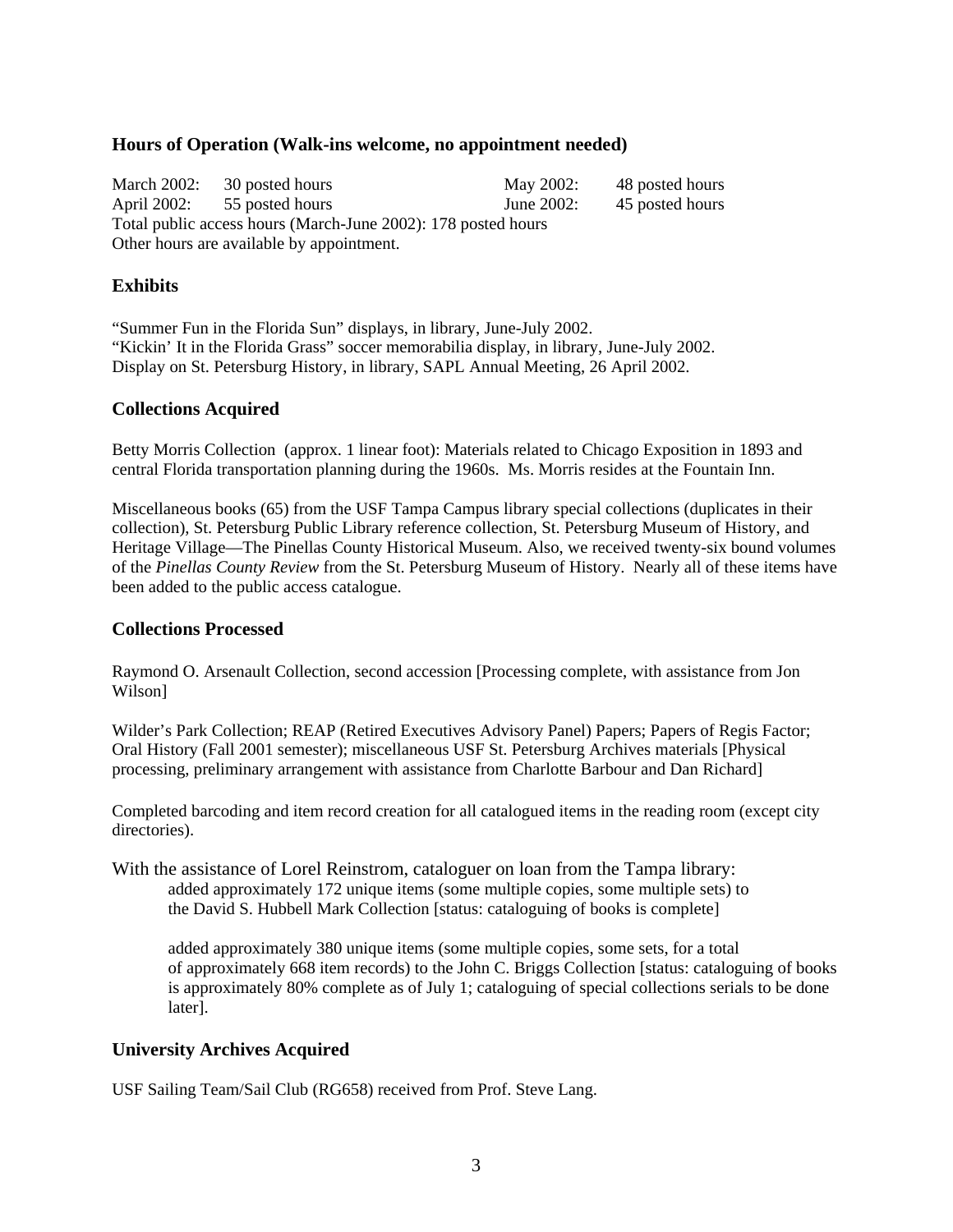## Hours of Operation (Walk-ins welcome, no appointment needed)

| | | | |
|---|---|---|---|
| March 2002: | 30 posted hours | May 2002: | 48 posted hours |
| April 2002: | 55 posted hours | June 2002: | 45 posted hours |

Total public access hours (March-June 2002): 178 posted hours
Other hours are available by appointment.

## Exhibits

"Summer Fun in the Florida Sun" displays, in library, June-July 2002.
"Kickin' It in the Florida Grass" soccer memorabilia display, in library, June-July 2002.
Display on St. Petersburg History, in library, SAPL Annual Meeting, 26 April 2002.

## Collections Acquired

Betty Morris Collection (approx. 1 linear foot): Materials related to Chicago Exposition in 1893 and central Florida transportation planning during the 1960s. Ms. Morris resides at the Fountain Inn.

Miscellaneous books (65) from the USF Tampa Campus library special collections (duplicates in their collection), St. Petersburg Public Library reference collection, St. Petersburg Museum of History, and Heritage Village—The Pinellas County Historical Museum. Also, we received twenty-six bound volumes of the *Pinellas County Review* from the St. Petersburg Museum of History. Nearly all of these items have been added to the public access catalogue.

## Collections Processed

Raymond O. Arsenault Collection, second accession [Processing complete, with assistance from Jon Wilson]

Wilder's Park Collection; REAP (Retired Executives Advisory Panel) Papers; Papers of Regis Factor; Oral History (Fall 2001 semester); miscellaneous USF St. Petersburg Archives materials [Physical processing, preliminary arrangement with assistance from Charlotte Barbour and Dan Richard]

Completed barcoding and item record creation for all catalogued items in the reading room (except city directories).

With the assistance of Lorel Reinstrom, cataloguer on loan from the Tampa library:

> added approximately 172 unique items (some multiple copies, some multiple sets) to the David S. Hubbell Mark Collection [status: cataloguing of books is complete]
>
> added approximately 380 unique items (some multiple copies, some sets, for a total of approximately 668 item records) to the John C. Briggs Collection [status: cataloguing of books is approximately 80% complete as of July 1; cataloguing of special collections serials to be done later].

## University Archives Acquired

USF Sailing Team/Sail Club (RG658) received from Prof. Steve Lang.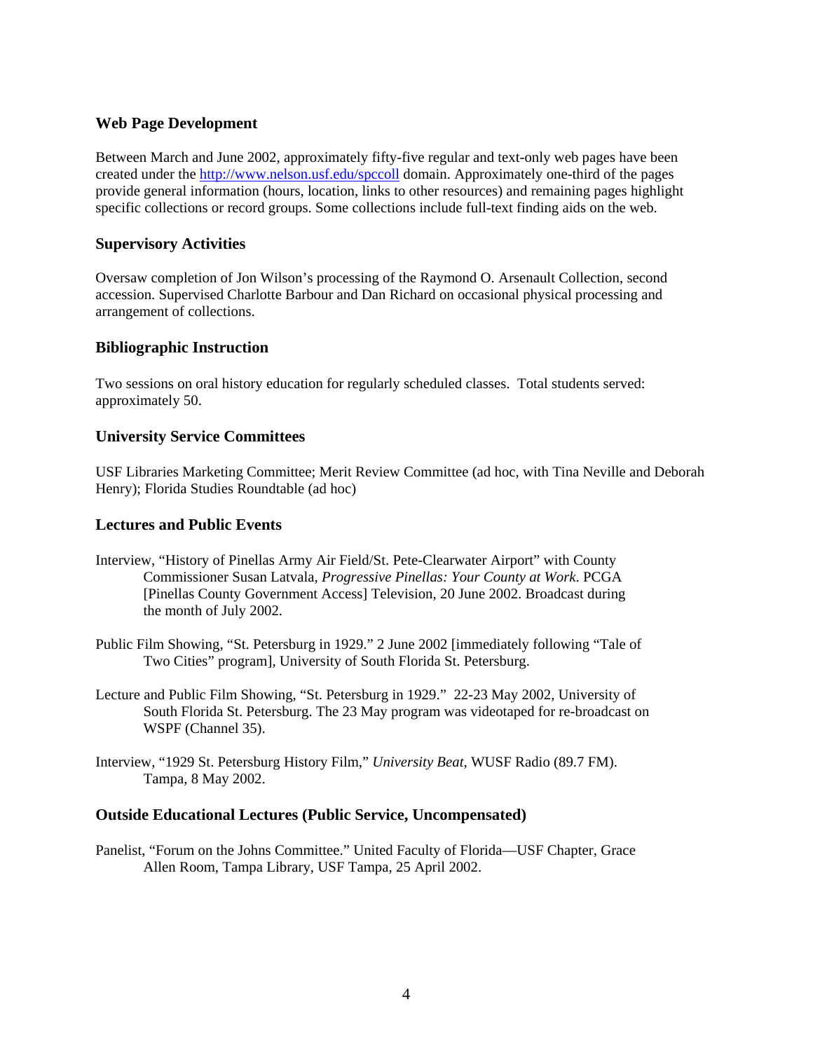### Web Page Development

Between March and June 2002, approximately fifty-five regular and text-only web pages have been created under the http://www.nelson.usf.edu/spccoll domain. Approximately one-third of the pages provide general information (hours, location, links to other resources) and remaining pages highlight specific collections or record groups. Some collections include full-text finding aids on the web.

### Supervisory Activities

Oversaw completion of Jon Wilson's processing of the Raymond O. Arsenault Collection, second accession. Supervised Charlotte Barbour and Dan Richard on occasional physical processing and arrangement of collections.

### Bibliographic Instruction

Two sessions on oral history education for regularly scheduled classes. Total students served: approximately 50.

### University Service Committees

USF Libraries Marketing Committee; Merit Review Committee (ad hoc, with Tina Neville and Deborah Henry); Florida Studies Roundtable (ad hoc)

### Lectures and Public Events

Interview, "History of Pinellas Army Air Field/St. Pete-Clearwater Airport" with County Commissioner Susan Latvala, *Progressive Pinellas: Your County at Work*. PCGA [Pinellas County Government Access] Television, 20 June 2002. Broadcast during the month of July 2002.

Public Film Showing, "St. Petersburg in 1929." 2 June 2002 [immediately following "Tale of Two Cities" program], University of South Florida St. Petersburg.

Lecture and Public Film Showing, "St. Petersburg in 1929." 22-23 May 2002, University of South Florida St. Petersburg. The 23 May program was videotaped for re-broadcast on WSPF (Channel 35).

Interview, "1929 St. Petersburg History Film," *University Beat*, WUSF Radio (89.7 FM). Tampa, 8 May 2002.

### Outside Educational Lectures (Public Service, Uncompensated)

Panelist, "Forum on the Johns Committee." United Faculty of Florida—USF Chapter, Grace Allen Room, Tampa Library, USF Tampa, 25 April 2002.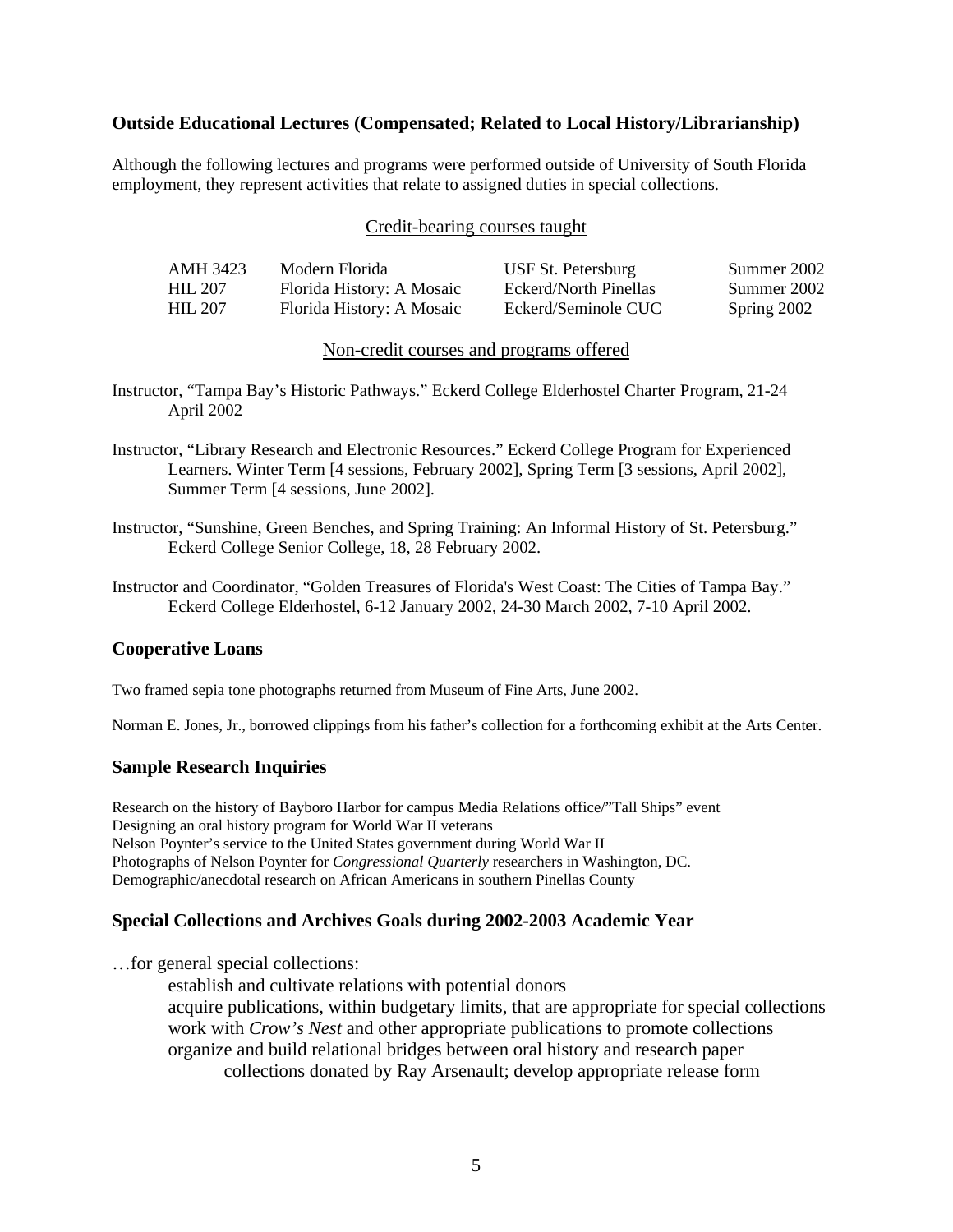## Outside Educational Lectures (Compensated; Related to Local History/Librarianship)

Although the following lectures and programs were performed outside of University of South Florida employment, they represent activities that relate to assigned duties in special collections.

### Credit-bearing courses taught

| | | | |
|---|---|---|---|
| AMH 3423 | Modern Florida | USF St. Petersburg | Summer 2002 |
| HIL 207 | Florida History: A Mosaic | Eckerd/North Pinellas | Summer 2002 |
| HIL 207 | Florida History: A Mosaic | Eckerd/Seminole CUC | Spring 2002 |

### Non-credit courses and programs offered

Instructor, "Tampa Bay's Historic Pathways." Eckerd College Elderhostel Charter Program, 21-24 April 2002

Instructor, "Library Research and Electronic Resources." Eckerd College Program for Experienced Learners. Winter Term [4 sessions, February 2002], Spring Term [3 sessions, April 2002], Summer Term [4 sessions, June 2002].

Instructor, "Sunshine, Green Benches, and Spring Training: An Informal History of St. Petersburg." Eckerd College Senior College, 18, 28 February 2002.

Instructor and Coordinator, "Golden Treasures of Florida's West Coast: The Cities of Tampa Bay." Eckerd College Elderhostel, 6-12 January 2002, 24-30 March 2002, 7-10 April 2002.

## Cooperative Loans

Two framed sepia tone photographs returned from Museum of Fine Arts, June 2002.

Norman E. Jones, Jr., borrowed clippings from his father's collection for a forthcoming exhibit at the Arts Center.

## Sample Research Inquiries

Research on the history of Bayboro Harbor for campus Media Relations office/"Tall Ships" event
Designing an oral history program for World War II veterans
Nelson Poynter's service to the United States government during World War II
Photographs of Nelson Poynter for *Congressional Quarterly* researchers in Washington, DC.
Demographic/anecdotal research on African Americans in southern Pinellas County

## Special Collections and Archives Goals during 2002-2003 Academic Year

…for general special collections:

- establish and cultivate relations with potential donors
- acquire publications, within budgetary limits, that are appropriate for special collections
- work with *Crow's Nest* and other appropriate publications to promote collections
- organize and build relational bridges between oral history and research paper collections donated by Ray Arsenault; develop appropriate release form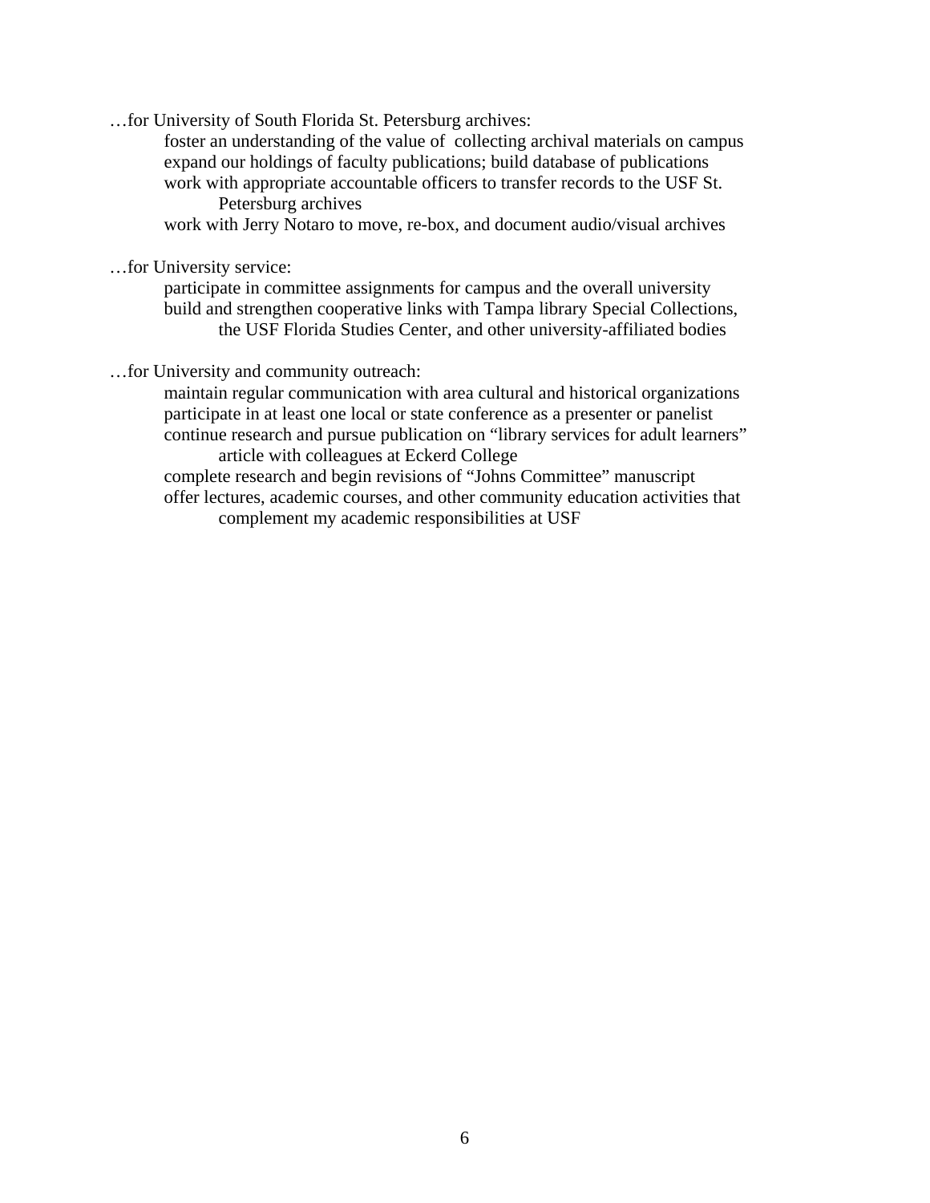…for University of South Florida St. Petersburg archives:

- foster an understanding of the value of collecting archival materials on campus
- expand our holdings of faculty publications; build database of publications
- work with appropriate accountable officers to transfer records to the USF St. Petersburg archives
- work with Jerry Notaro to move, re-box, and document audio/visual archives

…for University service:

- participate in committee assignments for campus and the overall university
- build and strengthen cooperative links with Tampa library Special Collections, the USF Florida Studies Center, and other university-affiliated bodies

…for University and community outreach:

- maintain regular communication with area cultural and historical organizations
- participate in at least one local or state conference as a presenter or panelist
- continue research and pursue publication on "library services for adult learners" article with colleagues at Eckerd College
- complete research and begin revisions of "Johns Committee" manuscript
- offer lectures, academic courses, and other community education activities that complement my academic responsibilities at USF